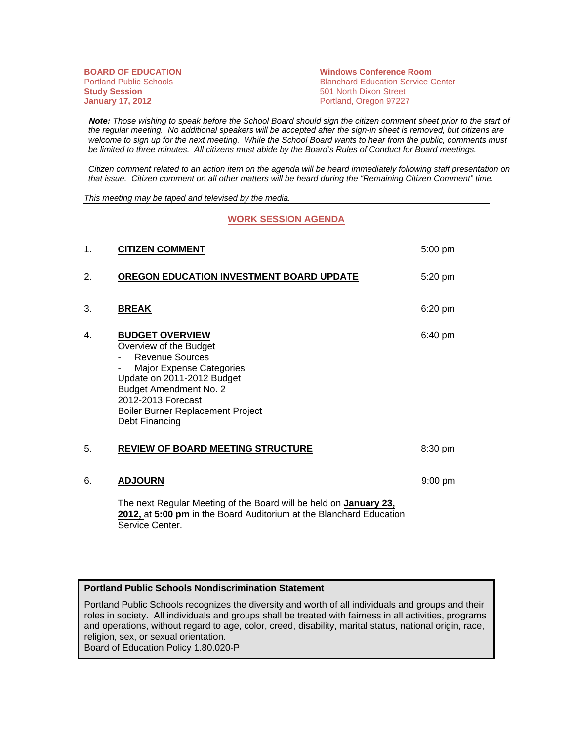**BOARD OF EDUCATION**
Portland Public Schools
**Study Session**
**January 17, 2012**

**Windows Conference Room**
Blanchard Education Service Center
501 North Dixon Street
Portland, Oregon 97227

***Note:*** *Those wishing to speak before the School Board should sign the citizen comment sheet prior to the start of the regular meeting. No additional speakers will be accepted after the sign-in sheet is removed, but citizens are welcome to sign up for the next meeting. While the School Board wants to hear from the public, comments must be limited to three minutes. All citizens must abide by the Board's Rules of Conduct for Board meetings.*

*Citizen comment related to an action item on the agenda will be heard immediately following staff presentation on that issue. Citizen comment on all other matters will be heard during the "Remaining Citizen Comment" time.*

*This meeting may be taped and televised by the media.*

## WORK SESSION AGENDA

1. **CITIZEN COMMENT** — 5:00 pm

2. **OREGON EDUCATION INVESTMENT BOARD UPDATE** — 5:20 pm

3. **BREAK** — 6:20 pm

4. **BUDGET OVERVIEW** — 6:40 pm
   Overview of the Budget
   - Revenue Sources
   - Major Expense Categories

   Update on 2011-2012 Budget
   Budget Amendment No. 2
   2012-2013 Forecast
   Boiler Burner Replacement Project
   Debt Financing

5. **REVIEW OF BOARD MEETING STRUCTURE** — 8:30 pm

6. **ADJOURN** — 9:00 pm

   The next Regular Meeting of the Board will be held on **January 23, 2012,** at **5:00 pm** in the Board Auditorium at the Blanchard Education Service Center.

**Portland Public Schools Nondiscrimination Statement**

Portland Public Schools recognizes the diversity and worth of all individuals and groups and their roles in society. All individuals and groups shall be treated with fairness in all activities, programs and operations, without regard to age, color, creed, disability, marital status, national origin, race, religion, sex, or sexual orientation.
Board of Education Policy 1.80.020-P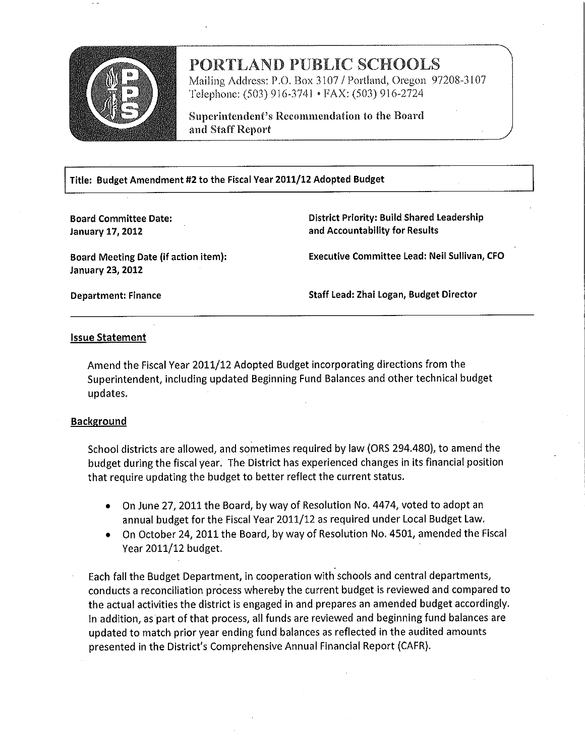# PORTLAND PUBLIC SCHOOLS

Mailing Address: P.O. Box 3107 / Portland, Oregon 97208-3107
Telephone: (503) 916-3741 • FAX: (503) 916-2724

**Superintendent's Recommendation to the Board and Staff Report**

---

**Title: Budget Amendment #2 to the Fiscal Year 2011/12 Adopted Budget**

**Board Committee Date:**
**January 17, 2012**

**District Priority: Build Shared Leadership and Accountability for Results**

**Board Meeting Date (if action item):**
**January 23, 2012**

**Executive Committee Lead: Neil Sullivan, CFO**

**Department: Finance**

**Staff Lead: Zhai Logan, Budget Director**

---

## Issue Statement

Amend the Fiscal Year 2011/12 Adopted Budget incorporating directions from the Superintendent, including updated Beginning Fund Balances and other technical budget updates.

## Background

School districts are allowed, and sometimes required by law (ORS 294.480), to amend the budget during the fiscal year. The District has experienced changes in its financial position that require updating the budget to better reflect the current status.

- On June 27, 2011 the Board, by way of Resolution No. 4474, voted to adopt an annual budget for the Fiscal Year 2011/12 as required under Local Budget Law.
- On October 24, 2011 the Board, by way of Resolution No. 4501, amended the Fiscal Year 2011/12 budget.

Each fall the Budget Department, in cooperation with schools and central departments, conducts a reconciliation process whereby the current budget is reviewed and compared to the actual activities the district is engaged in and prepares an amended budget accordingly. In addition, as part of that process, all funds are reviewed and beginning fund balances are updated to match prior year ending fund balances as reflected in the audited amounts presented in the District's Comprehensive Annual Financial Report (CAFR).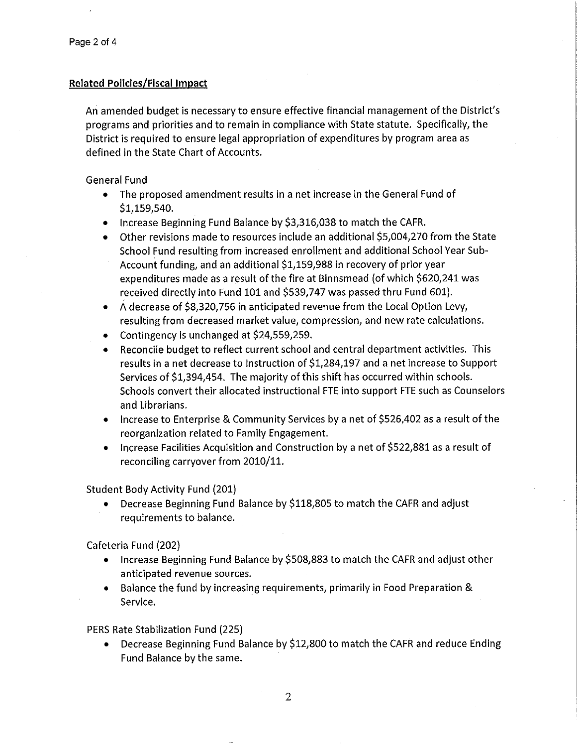**Related Policies/Fiscal Impact**

An amended budget is necessary to ensure effective financial management of the District's programs and priorities and to remain in compliance with State statute. Specifically, the District is required to ensure legal appropriation of expenditures by program area as defined in the State Chart of Accounts.

General Fund

- The proposed amendment results in a net increase in the General Fund of $1,159,540.
- Increase Beginning Fund Balance by $3,316,038 to match the CAFR.
- Other revisions made to resources include an additional $5,004,270 from the State School Fund resulting from increased enrollment and additional School Year Sub-Account funding, and an additional $1,159,988 in recovery of prior year expenditures made as a result of the fire at Binnsmead (of which $620,241 was received directly into Fund 101 and $539,747 was passed thru Fund 601).
- A decrease of $8,320,756 in anticipated revenue from the Local Option Levy, resulting from decreased market value, compression, and new rate calculations.
- Contingency is unchanged at $24,559,259.
- Reconcile budget to reflect current school and central department activities. This results in a net decrease to Instruction of $1,284,197 and a net increase to Support Services of $1,394,454. The majority of this shift has occurred within schools. Schools convert their allocated instructional FTE into support FTE such as Counselors and Librarians.
- Increase to Enterprise & Community Services by a net of $526,402 as a result of the reorganization related to Family Engagement.
- Increase Facilities Acquisition and Construction by a net of $522,881 as a result of reconciling carryover from 2010/11.

Student Body Activity Fund (201)

- Decrease Beginning Fund Balance by $118,805 to match the CAFR and adjust requirements to balance.

Cafeteria Fund (202)

- Increase Beginning Fund Balance by $508,883 to match the CAFR and adjust other anticipated revenue sources.
- Balance the fund by increasing requirements, primarily in Food Preparation & Service.

PERS Rate Stabilization Fund (225)

- Decrease Beginning Fund Balance by $12,800 to match the CAFR and reduce Ending Fund Balance by the same.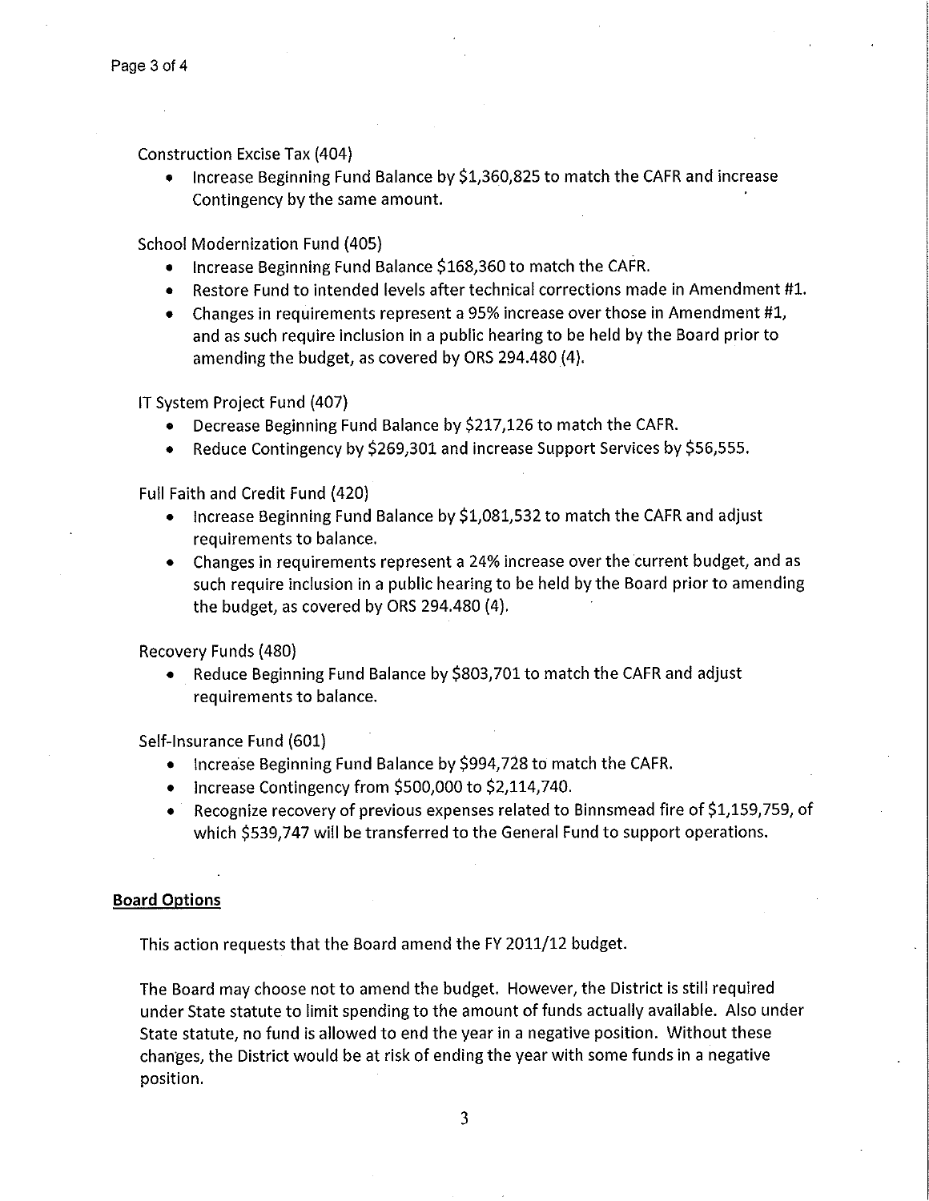Construction Excise Tax (404)

- Increase Beginning Fund Balance by $1,360,825 to match the CAFR and increase Contingency by the same amount.

School Modernization Fund (405)

- Increase Beginning Fund Balance $168,360 to match the CAFR.
- Restore Fund to intended levels after technical corrections made in Amendment #1.
- Changes in requirements represent a 95% increase over those in Amendment #1, and as such require inclusion in a public hearing to be held by the Board prior to amending the budget, as covered by ORS 294.480 (4).

IT System Project Fund (407)

- Decrease Beginning Fund Balance by $217,126 to match the CAFR.
- Reduce Contingency by $269,301 and increase Support Services by $56,555.

Full Faith and Credit Fund (420)

- Increase Beginning Fund Balance by $1,081,532 to match the CAFR and adjust requirements to balance.
- Changes in requirements represent a 24% increase over the current budget, and as such require inclusion in a public hearing to be held by the Board prior to amending the budget, as covered by ORS 294.480 (4).

Recovery Funds (480)

- Reduce Beginning Fund Balance by $803,701 to match the CAFR and adjust requirements to balance.

Self-Insurance Fund (601)

- Increase Beginning Fund Balance by $994,728 to match the CAFR.
- Increase Contingency from $500,000 to $2,114,740.
- Recognize recovery of previous expenses related to Binnsmead fire of $1,159,759, of which $539,747 will be transferred to the General Fund to support operations.

**Board Options**

This action requests that the Board amend the FY 2011/12 budget.

The Board may choose not to amend the budget. However, the District is still required under State statute to limit spending to the amount of funds actually available. Also under State statute, no fund is allowed to end the year in a negative position. Without these changes, the District would be at risk of ending the year with some funds in a negative position.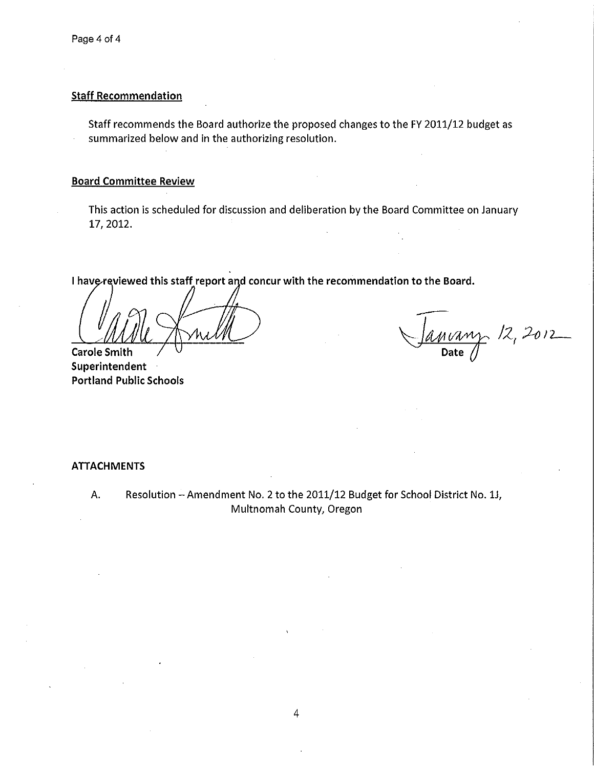### Staff Recommendation

Staff recommends the Board authorize the proposed changes to the FY 2011/12 budget as summarized below and in the authorizing resolution.

### Board Committee Review

This action is scheduled for discussion and deliberation by the Board Committee on January 17, 2012.

**I have reviewed this staff report and concur with the recommendation to the Board.**

**Carole Smith**
**Superintendent**
**Portland Public Schools**

January 12, 2012
**Date**

**ATTACHMENTS**

A. Resolution – Amendment No. 2 to the 2011/12 Budget for School District No. 1J, Multnomah County, Oregon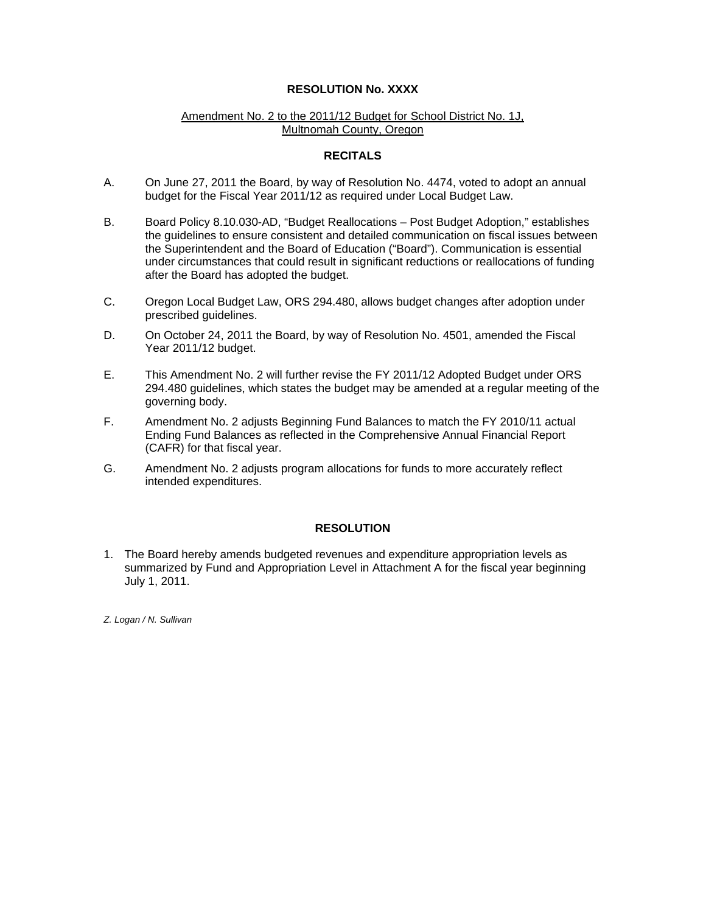**RESOLUTION No. XXXX**

Amendment No. 2 to the 2011/12 Budget for School District No. 1J, Multnomah County, Oregon

**RECITALS**

A. On June 27, 2011 the Board, by way of Resolution No. 4474, voted to adopt an annual budget for the Fiscal Year 2011/12 as required under Local Budget Law.

B. Board Policy 8.10.030-AD, "Budget Reallocations – Post Budget Adoption," establishes the guidelines to ensure consistent and detailed communication on fiscal issues between the Superintendent and the Board of Education ("Board"). Communication is essential under circumstances that could result in significant reductions or reallocations of funding after the Board has adopted the budget.

C. Oregon Local Budget Law, ORS 294.480, allows budget changes after adoption under prescribed guidelines.

D. On October 24, 2011 the Board, by way of Resolution No. 4501, amended the Fiscal Year 2011/12 budget.

E. This Amendment No. 2 will further revise the FY 2011/12 Adopted Budget under ORS 294.480 guidelines, which states the budget may be amended at a regular meeting of the governing body.

F. Amendment No. 2 adjusts Beginning Fund Balances to match the FY 2010/11 actual Ending Fund Balances as reflected in the Comprehensive Annual Financial Report (CAFR) for that fiscal year.

G. Amendment No. 2 adjusts program allocations for funds to more accurately reflect intended expenditures.

**RESOLUTION**

1. The Board hereby amends budgeted revenues and expenditure appropriation levels as summarized by Fund and Appropriation Level in Attachment A for the fiscal year beginning July 1, 2011.

*Z. Logan / N. Sullivan*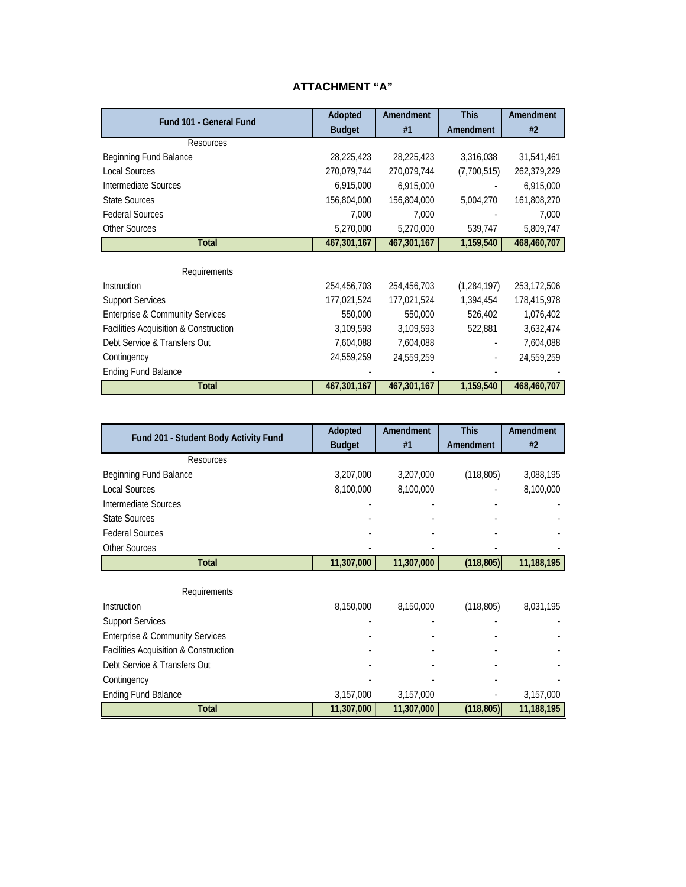# ATTACHMENT "A"

| Fund 101 - General Fund | Adopted Budget | Amendment #1 | This Amendment | Amendment #2 |
|---|---|---|---|---|
| Resources | | | | |
| Beginning Fund Balance | 28,225,423 | 28,225,423 | 3,316,038 | 31,541,461 |
| Local Sources | 270,079,744 | 270,079,744 | (7,700,515) | 262,379,229 |
| Intermediate Sources | 6,915,000 | 6,915,000 | - | 6,915,000 |
| State Sources | 156,804,000 | 156,804,000 | 5,004,270 | 161,808,270 |
| Federal Sources | 7,000 | 7,000 | - | 7,000 |
| Other Sources | 5,270,000 | 5,270,000 | 539,747 | 5,809,747 |
| **Total** | **467,301,167** | **467,301,167** | **1,159,540** | **468,460,707** |
| | | | | |
| Requirements | | | | |
| Instruction | 254,456,703 | 254,456,703 | (1,284,197) | 253,172,506 |
| Support Services | 177,021,524 | 177,021,524 | 1,394,454 | 178,415,978 |
| Enterprise & Community Services | 550,000 | 550,000 | 526,402 | 1,076,402 |
| Facilities Acquisition & Construction | 3,109,593 | 3,109,593 | 522,881 | 3,632,474 |
| Debt Service & Transfers Out | 7,604,088 | 7,604,088 | - | 7,604,088 |
| Contingency | 24,559,259 | 24,559,259 | - | 24,559,259 |
| Ending Fund Balance | - | - | - | - |
| **Total** | **467,301,167** | **467,301,167** | **1,159,540** | **468,460,707** |

| Fund 201 - Student Body Activity Fund | Adopted Budget | Amendment #1 | This Amendment | Amendment #2 |
|---|---|---|---|---|
| Resources | | | | |
| Beginning Fund Balance | 3,207,000 | 3,207,000 | (118,805) | 3,088,195 |
| Local Sources | 8,100,000 | 8,100,000 | - | 8,100,000 |
| Intermediate Sources | - | - | - | - |
| State Sources | - | - | - | - |
| Federal Sources | - | - | - | - |
| Other Sources | - | - | - | - |
| **Total** | **11,307,000** | **11,307,000** | **(118,805)** | **11,188,195** |
| | | | | |
| Requirements | | | | |
| Instruction | 8,150,000 | 8,150,000 | (118,805) | 8,031,195 |
| Support Services | - | - | - | - |
| Enterprise & Community Services | - | - | - | - |
| Facilities Acquisition & Construction | - | - | - | - |
| Debt Service & Transfers Out | - | - | - | - |
| Contingency | - | - | - | - |
| Ending Fund Balance | 3,157,000 | 3,157,000 | - | 3,157,000 |
| **Total** | **11,307,000** | **11,307,000** | **(118,805)** | **11,188,195** |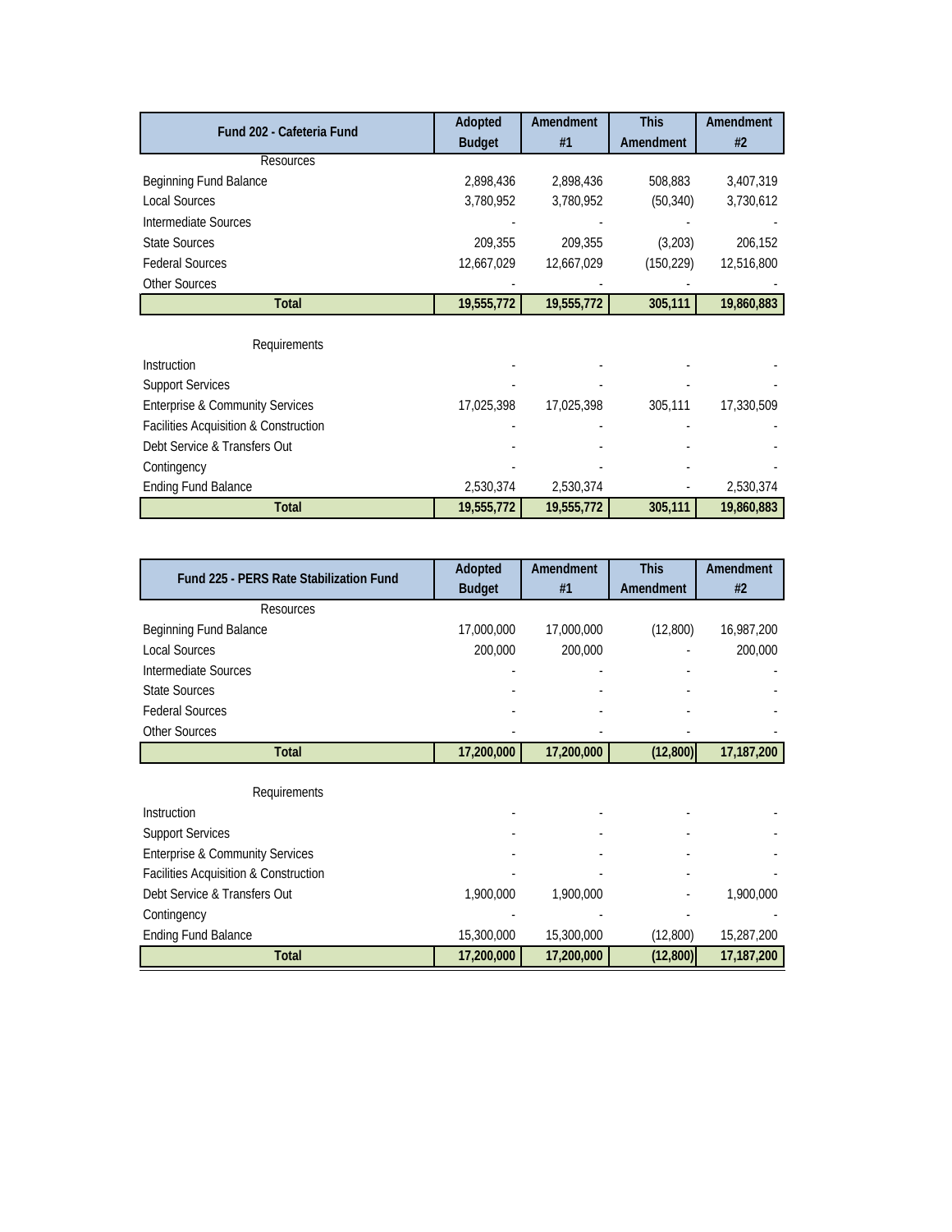| Fund 202 - Cafeteria Fund | Adopted Budget | Amendment #1 | This Amendment | Amendment #2 |
|---|---|---|---|---|
| Resources | | | | |
| Beginning Fund Balance | 2,898,436 | 2,898,436 | 508,883 | 3,407,319 |
| Local Sources | 3,780,952 | 3,780,952 | (50,340) | 3,730,612 |
| Intermediate Sources | - | - | - | - |
| State Sources | 209,355 | 209,355 | (3,203) | 206,152 |
| Federal Sources | 12,667,029 | 12,667,029 | (150,229) | 12,516,800 |
| Other Sources | - | - | - | - |
| **Total** | **19,555,772** | **19,555,772** | **305,111** | **19,860,883** |
| Requirements | | | | |
| Instruction | - | - | - | - |
| Support Services | - | - | - | - |
| Enterprise & Community Services | 17,025,398 | 17,025,398 | 305,111 | 17,330,509 |
| Facilities Acquisition & Construction | - | - | - | - |
| Debt Service & Transfers Out | - | - | - | - |
| Contingency | - | - | - | - |
| Ending Fund Balance | 2,530,374 | 2,530,374 | - | 2,530,374 |
| **Total** | **19,555,772** | **19,555,772** | **305,111** | **19,860,883** |

| Fund 225 - PERS Rate Stabilization Fund | Adopted Budget | Amendment #1 | This Amendment | Amendment #2 |
|---|---|---|---|---|
| Resources | | | | |
| Beginning Fund Balance | 17,000,000 | 17,000,000 | (12,800) | 16,987,200 |
| Local Sources | 200,000 | 200,000 | - | 200,000 |
| Intermediate Sources | - | - | - | - |
| State Sources | - | - | - | - |
| Federal Sources | - | - | - | - |
| Other Sources | - | - | - | - |
| **Total** | **17,200,000** | **17,200,000** | **(12,800)** | **17,187,200** |
| Requirements | | | | |
| Instruction | - | - | - | - |
| Support Services | - | - | - | - |
| Enterprise & Community Services | - | - | - | - |
| Facilities Acquisition & Construction | - | - | - | - |
| Debt Service & Transfers Out | 1,900,000 | 1,900,000 | - | 1,900,000 |
| Contingency | - | - | - | - |
| Ending Fund Balance | 15,300,000 | 15,300,000 | (12,800) | 15,287,200 |
| **Total** | **17,200,000** | **17,200,000** | **(12,800)** | **17,187,200** |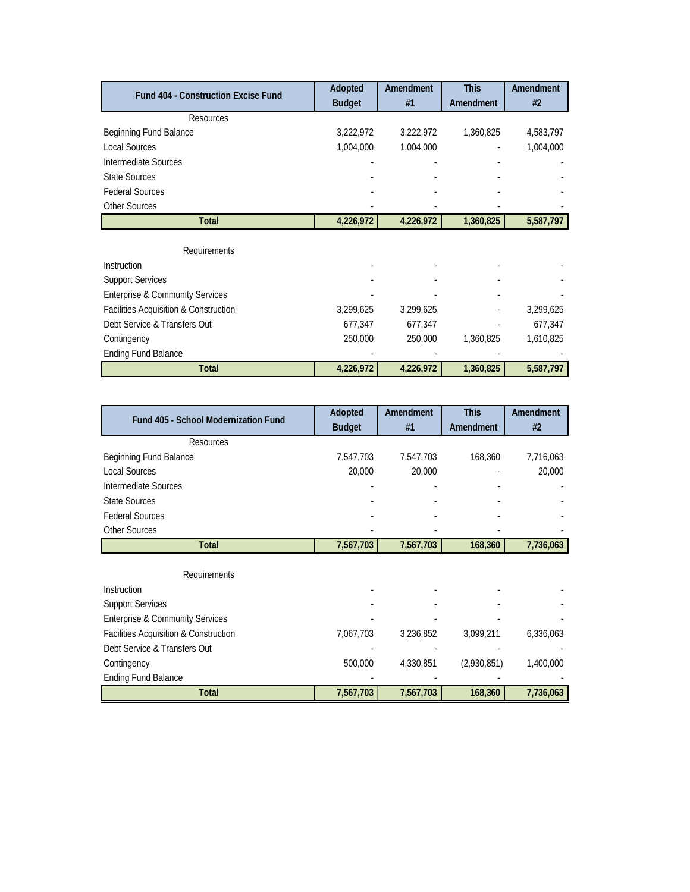| Fund 404 - Construction Excise Fund | Adopted Budget | Amendment #1 | This Amendment | Amendment #2 |
|---|---|---|---|---|
| Resources | | | | |
| Beginning Fund Balance | 3,222,972 | 3,222,972 | 1,360,825 | 4,583,797 |
| Local Sources | 1,004,000 | 1,004,000 | - | 1,004,000 |
| Intermediate Sources | - | - | - | - |
| State Sources | - | - | - | - |
| Federal Sources | - | - | - | - |
| Other Sources | - | - | - | - |
| **Total** | **4,226,972** | **4,226,972** | **1,360,825** | **5,587,797** |
| | | | | |
| Requirements | | | | |
| Instruction | - | - | - | - |
| Support Services | - | - | - | - |
| Enterprise & Community Services | - | - | - | - |
| Facilities Acquisition & Construction | 3,299,625 | 3,299,625 | - | 3,299,625 |
| Debt Service & Transfers Out | 677,347 | 677,347 | - | 677,347 |
| Contingency | 250,000 | 250,000 | 1,360,825 | 1,610,825 |
| Ending Fund Balance | - | - | - | - |
| **Total** | **4,226,972** | **4,226,972** | **1,360,825** | **5,587,797** |

| Fund 405 - School Modernization Fund | Adopted Budget | Amendment #1 | This Amendment | Amendment #2 |
|---|---|---|---|---|
| Resources | | | | |
| Beginning Fund Balance | 7,547,703 | 7,547,703 | 168,360 | 7,716,063 |
| Local Sources | 20,000 | 20,000 | - | 20,000 |
| Intermediate Sources | - | - | - | - |
| State Sources | - | - | - | - |
| Federal Sources | - | - | - | - |
| Other Sources | - | - | - | - |
| **Total** | **7,567,703** | **7,567,703** | **168,360** | **7,736,063** |
| | | | | |
| Requirements | | | | |
| Instruction | - | - | - | - |
| Support Services | - | - | - | - |
| Enterprise & Community Services | - | - | - | - |
| Facilities Acquisition & Construction | 7,067,703 | 3,236,852 | 3,099,211 | 6,336,063 |
| Debt Service & Transfers Out | - | - | - | - |
| Contingency | 500,000 | 4,330,851 | (2,930,851) | 1,400,000 |
| Ending Fund Balance | - | - | - | - |
| **Total** | **7,567,703** | **7,567,703** | **168,360** | **7,736,063** |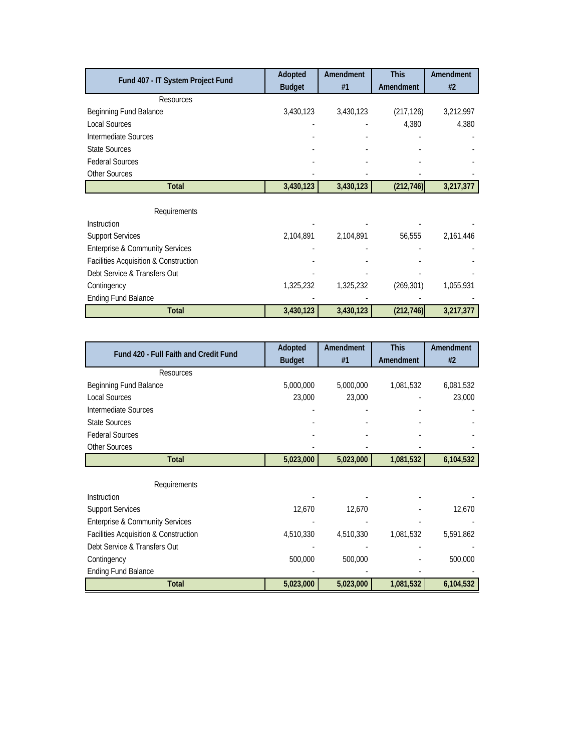| Fund 407 - IT System Project Fund | Adopted Budget | Amendment #1 | This Amendment | Amendment #2 |
|---|---|---|---|---|
| Resources | | | | |
| Beginning Fund Balance | 3,430,123 | 3,430,123 | (217,126) | 3,212,997 |
| Local Sources | - | - | 4,380 | 4,380 |
| Intermediate Sources | - | - | - | - |
| State Sources | - | - | - | - |
| Federal Sources | - | - | - | - |
| Other Sources | - | - | - | - |
| **Total** | **3,430,123** | **3,430,123** | **(212,746)** | **3,217,377** |
| Requirements | | | | |
| Instruction | - | - | - | - |
| Support Services | 2,104,891 | 2,104,891 | 56,555 | 2,161,446 |
| Enterprise & Community Services | - | - | - | - |
| Facilities Acquisition & Construction | - | - | - | - |
| Debt Service & Transfers Out | - | - | - | - |
| Contingency | 1,325,232 | 1,325,232 | (269,301) | 1,055,931 |
| Ending Fund Balance | - | - | - | - |
| **Total** | **3,430,123** | **3,430,123** | **(212,746)** | **3,217,377** |

| Fund 420 - Full Faith and Credit Fund | Adopted Budget | Amendment #1 | This Amendment | Amendment #2 |
|---|---|---|---|---|
| Resources | | | | |
| Beginning Fund Balance | 5,000,000 | 5,000,000 | 1,081,532 | 6,081,532 |
| Local Sources | 23,000 | 23,000 | - | 23,000 |
| Intermediate Sources | - | - | - | - |
| State Sources | - | - | - | - |
| Federal Sources | - | - | - | - |
| Other Sources | - | - | - | - |
| **Total** | **5,023,000** | **5,023,000** | **1,081,532** | **6,104,532** |
| Requirements | | | | |
| Instruction | - | - | - | - |
| Support Services | 12,670 | 12,670 | - | 12,670 |
| Enterprise & Community Services | - | - | - | - |
| Facilities Acquisition & Construction | 4,510,330 | 4,510,330 | 1,081,532 | 5,591,862 |
| Debt Service & Transfers Out | - | - | - | - |
| Contingency | 500,000 | 500,000 | - | 500,000 |
| Ending Fund Balance | - | - | - | - |
| **Total** | **5,023,000** | **5,023,000** | **1,081,532** | **6,104,532** |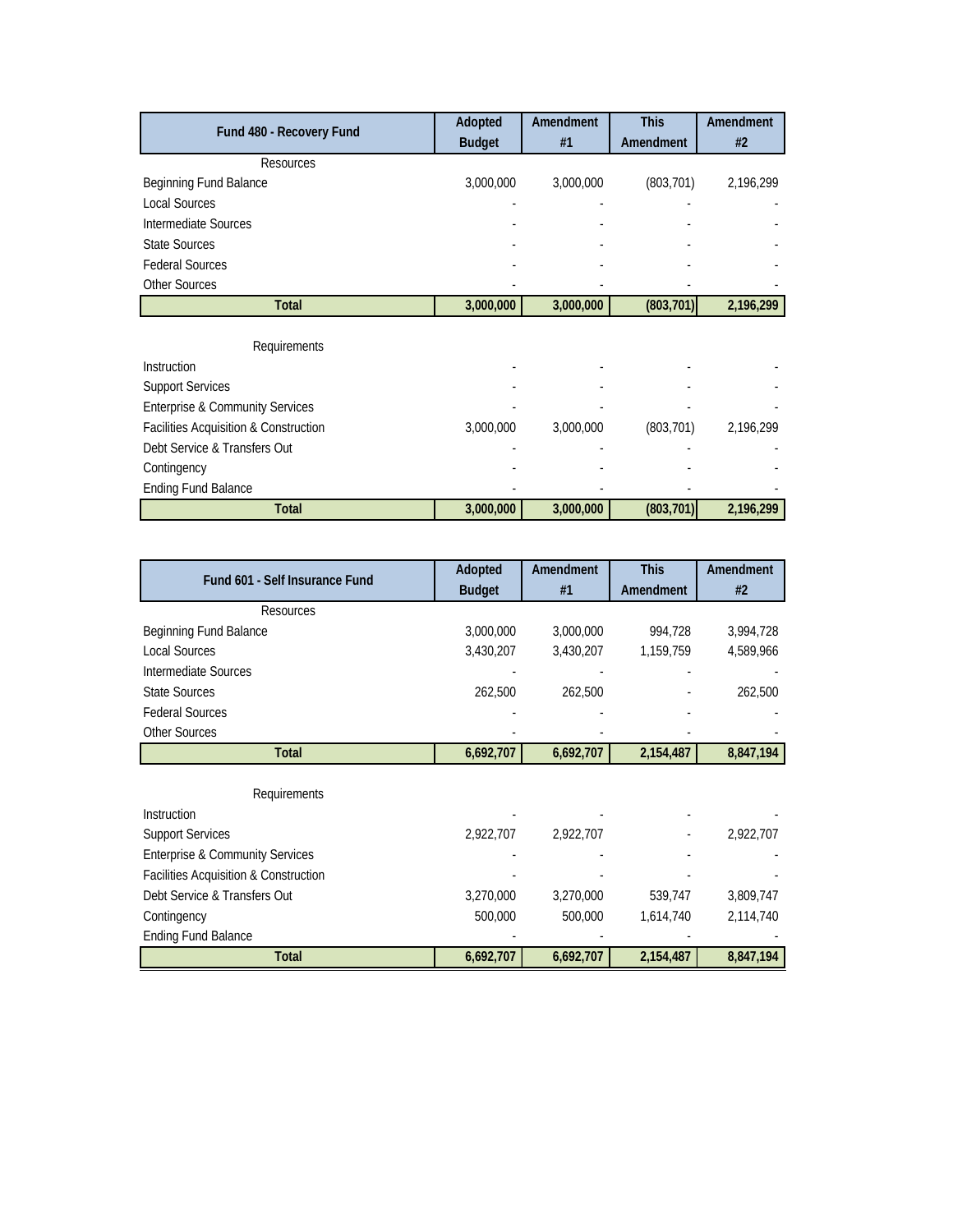| Fund 480 - Recovery Fund | Adopted Budget | Amendment #1 | This Amendment | Amendment #2 |
|---|---|---|---|---|
| Resources | | | | |
| Beginning Fund Balance | 3,000,000 | 3,000,000 | (803,701) | 2,196,299 |
| Local Sources | - | - | - | - |
| Intermediate Sources | - | - | - | - |
| State Sources | - | - | - | - |
| Federal Sources | - | - | - | - |
| Other Sources | - | - | - | - |
| **Total** | **3,000,000** | **3,000,000** | **(803,701)** | **2,196,299** |
| Requirements | | | | |
| Instruction | - | - | - | - |
| Support Services | - | - | - | - |
| Enterprise & Community Services | - | - | - | - |
| Facilities Acquisition & Construction | 3,000,000 | 3,000,000 | (803,701) | 2,196,299 |
| Debt Service & Transfers Out | - | - | - | - |
| Contingency | - | - | - | - |
| Ending Fund Balance | - | - | - | - |
| **Total** | **3,000,000** | **3,000,000** | **(803,701)** | **2,196,299** |

| Fund 601 - Self Insurance Fund | Adopted Budget | Amendment #1 | This Amendment | Amendment #2 |
|---|---|---|---|---|
| Resources | | | | |
| Beginning Fund Balance | 3,000,000 | 3,000,000 | 994,728 | 3,994,728 |
| Local Sources | 3,430,207 | 3,430,207 | 1,159,759 | 4,589,966 |
| Intermediate Sources | - | - | - | - |
| State Sources | 262,500 | 262,500 | - | 262,500 |
| Federal Sources | - | - | - | - |
| Other Sources | - | - | - | - |
| **Total** | **6,692,707** | **6,692,707** | **2,154,487** | **8,847,194** |
| Requirements | | | | |
| Instruction | - | - | - | - |
| Support Services | 2,922,707 | 2,922,707 | - | 2,922,707 |
| Enterprise & Community Services | - | - | - | - |
| Facilities Acquisition & Construction | - | - | - | - |
| Debt Service & Transfers Out | 3,270,000 | 3,270,000 | 539,747 | 3,809,747 |
| Contingency | 500,000 | 500,000 | 1,614,740 | 2,114,740 |
| Ending Fund Balance | - | - | - | - |
| **Total** | **6,692,707** | **6,692,707** | **2,154,487** | **8,847,194** |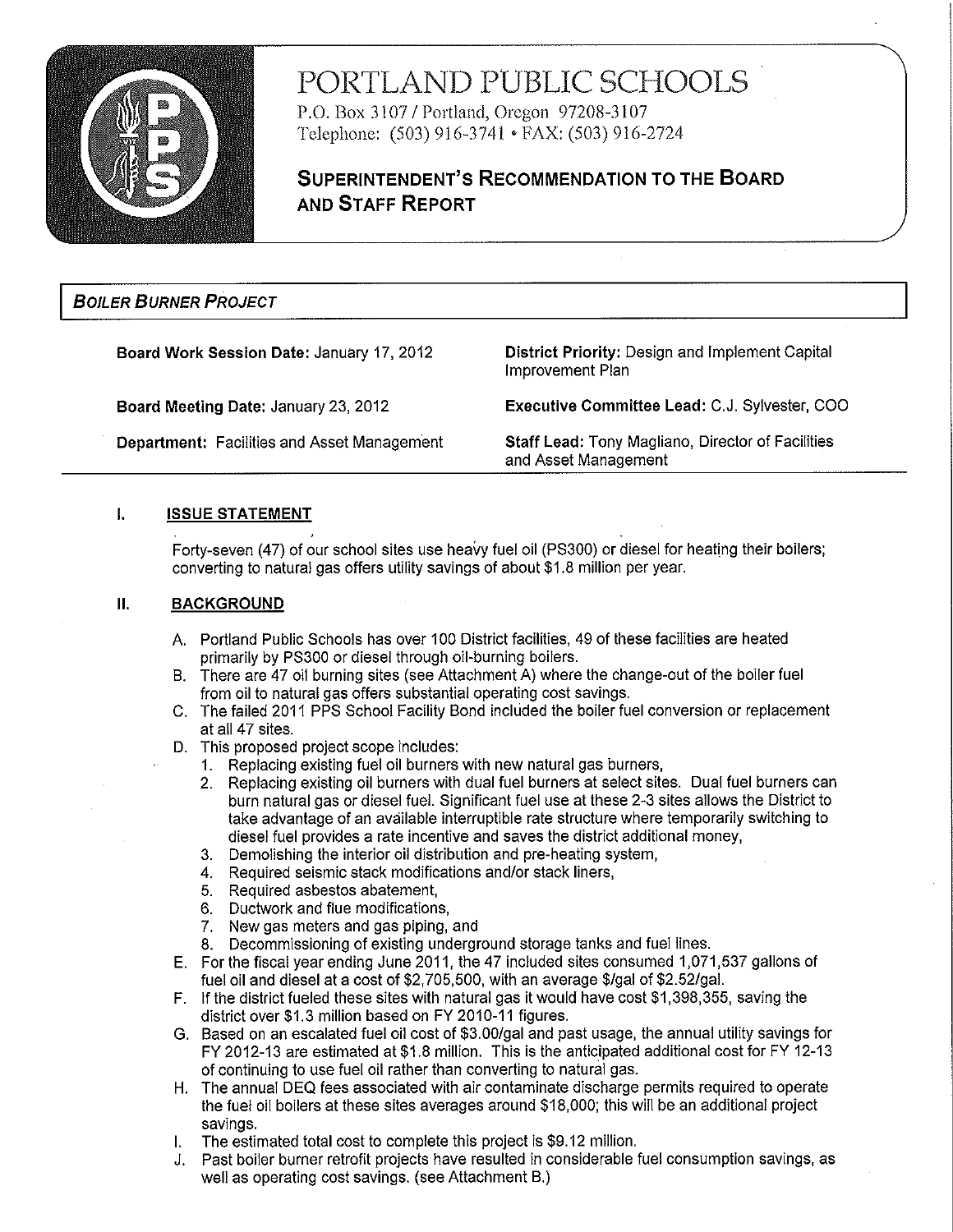# PORTLAND PUBLIC SCHOOLS

P.O. Box 3107 / Portland, Oregon 97208-3107
Telephone: (503) 916-3741 • FAX: (503) 916-2724

## SUPERINTENDENT'S RECOMMENDATION TO THE BOARD AND STAFF REPORT

***BOILER BURNER PROJECT***

**Board Work Session Date:** January 17, 2012

**District Priority:** Design and Implement Capital Improvement Plan

**Board Meeting Date:** January 23, 2012

**Executive Committee Lead:** C.J. Sylvester, COO

**Department:** Facilities and Asset Management

**Staff Lead:** Tony Magliano, Director of Facilities and Asset Management

### I. ISSUE STATEMENT

Forty-seven (47) of our school sites use heavy fuel oil (PS300) or diesel for heating their boilers; converting to natural gas offers utility savings of about $1.8 million per year.

### II. BACKGROUND

A. Portland Public Schools has over 100 District facilities, 49 of these facilities are heated primarily by PS300 or diesel through oil-burning boilers.

B. There are 47 oil burning sites (see Attachment A) where the change-out of the boiler fuel from oil to natural gas offers substantial operating cost savings.

C. The failed 2011 PPS School Facility Bond included the boiler fuel conversion or replacement at all 47 sites.

D. This proposed project scope includes:

1. Replacing existing fuel oil burners with new natural gas burners,
2. Replacing existing oil burners with dual fuel burners at select sites. Dual fuel burners can burn natural gas or diesel fuel. Significant fuel use at these 2-3 sites allows the District to take advantage of an available interruptible rate structure where temporarily switching to diesel fuel provides a rate incentive and saves the district additional money,
3. Demolishing the interior oil distribution and pre-heating system,
4. Required seismic stack modifications and/or stack liners,
5. Required asbestos abatement,
6. Ductwork and flue modifications,
7. New gas meters and gas piping, and
8. Decommissioning of existing underground storage tanks and fuel lines.

E. For the fiscal year ending June 2011, the 47 included sites consumed 1,071,537 gallons of fuel oil and diesel at a cost of $2,705,500, with an average $/gal of $2.52/gal.

F. If the district fueled these sites with natural gas it would have cost $1,398,355, saving the district over $1.3 million based on FY 2010-11 figures.

G. Based on an escalated fuel oil cost of $3.00/gal and past usage, the annual utility savings for FY 2012-13 are estimated at $1.8 million. This is the anticipated additional cost for FY 12-13 of continuing to use fuel oil rather than converting to natural gas.

H. The annual DEQ fees associated with air contaminate discharge permits required to operate the fuel oil boilers at these sites averages around $18,000; this will be an additional project savings.

I. The estimated total cost to complete this project is $9.12 million.

J. Past boiler burner retrofit projects have resulted in considerable fuel consumption savings, as well as operating cost savings. (see Attachment B.)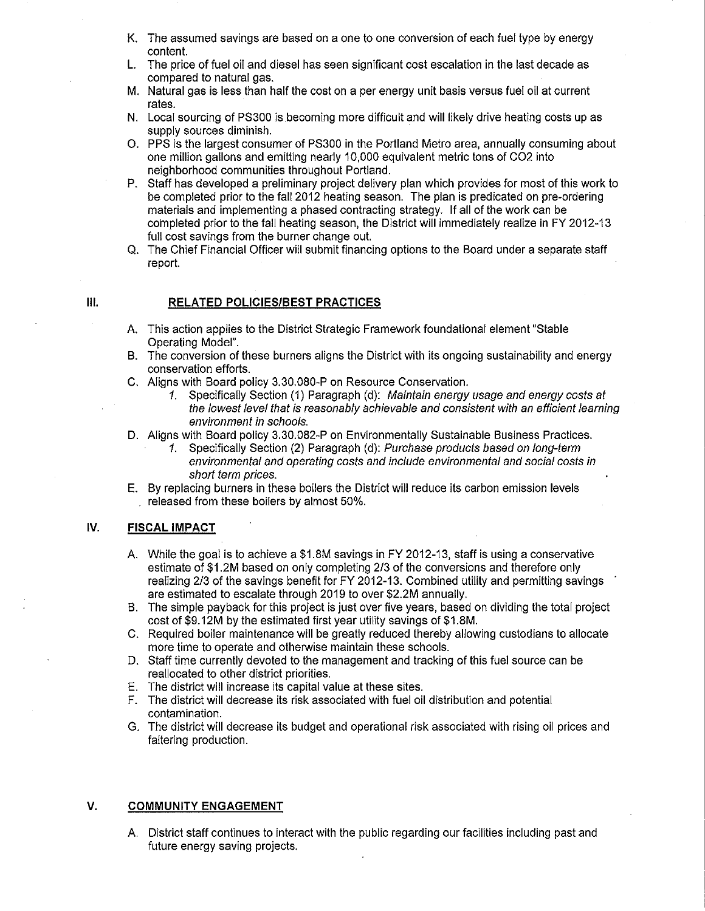K. The assumed savings are based on a one to one conversion of each fuel type by energy content.
L. The price of fuel oil and diesel has seen significant cost escalation in the last decade as compared to natural gas.
M. Natural gas is less than half the cost on a per energy unit basis versus fuel oil at current rates.
N. Local sourcing of PS300 is becoming more difficult and will likely drive heating costs up as supply sources diminish.
O. PPS is the largest consumer of PS300 in the Portland Metro area, annually consuming about one million gallons and emitting nearly 10,000 equivalent metric tons of $CO_2$ into neighborhood communities throughout Portland.
P. Staff has developed a preliminary project delivery plan which provides for most of this work to be completed prior to the fall 2012 heating season. The plan is predicated on pre-ordering materials and implementing a phased contracting strategy. If all of the work can be completed prior to the fall heating season, the District will immediately realize in FY 2012-13 full cost savings from the burner change out.
Q. The Chief Financial Officer will submit financing options to the Board under a separate staff report.

## III. RELATED POLICIES/BEST PRACTICES

A. This action applies to the District Strategic Framework foundational element "Stable Operating Model".
B. The conversion of these burners aligns the District with its ongoing sustainability and energy conservation efforts.
C. Aligns with Board policy 3.30.080-P on Resource Conservation.
   1. Specifically Section (1) Paragraph (d): *Maintain energy usage and energy costs at the lowest level that is reasonably achievable and consistent with an efficient learning environment in schools.*
D. Aligns with Board policy 3.30.082-P on Environmentally Sustainable Business Practices.
   1. Specifically Section (2) Paragraph (d): *Purchase products based on long-term environmental and operating costs and include environmental and social costs in short term prices.*
E. By replacing burners in these boilers the District will reduce its carbon emission levels released from these boilers by almost 50%.

## IV. FISCAL IMPACT

A. While the goal is to achieve a \$1.8M savings in FY 2012-13, staff is using a conservative estimate of \$1.2M based on only completing 2/3 of the conversions and therefore only realizing 2/3 of the savings benefit for FY 2012-13. Combined utility and permitting savings are estimated to escalate through 2019 to over \$2.2M annually.
B. The simple payback for this project is just over five years, based on dividing the total project cost of \$9.12M by the estimated first year utility savings of \$1.8M.
C. Required boiler maintenance will be greatly reduced thereby allowing custodians to allocate more time to operate and otherwise maintain these schools.
D. Staff time currently devoted to the management and tracking of this fuel source can be reallocated to other district priorities.
E. The district will increase its capital value at these sites.
F. The district will decrease its risk associated with fuel oil distribution and potential contamination.
G. The district will decrease its budget and operational risk associated with rising oil prices and faltering production.

## V. COMMUNITY ENGAGEMENT

A. District staff continues to interact with the public regarding our facilities including past and future energy saving projects.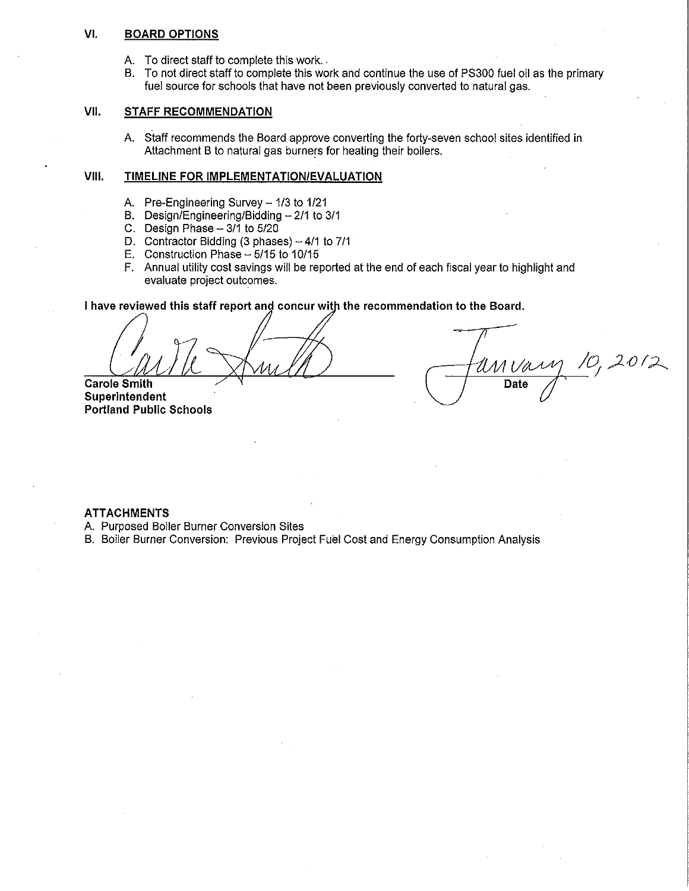## VI. BOARD OPTIONS

A. To direct staff to complete this work. .
B. To not direct staff to complete this work and continue the use of PS300 fuel oil as the primary fuel source for schools that have not been previously converted to natural gas.

## VII. STAFF RECOMMENDATION

A. Staff recommends the Board approve converting the forty-seven school sites identified in Attachment B to natural gas burners for heating their boilers.

## VIII. TIMELINE FOR IMPLEMENTATION/EVALUATION

A. Pre-Engineering Survey – 1/3 to 1/21
B. Design/Engineering/Bidding – 2/1 to 3/1
C. Design Phase – 3/1 to 5/20
D. Contractor Bidding (3 phases) – 4/1 to 7/1
E. Construction Phase – 5/15 to 10/15
F. Annual utility cost savings will be reported at the end of each fiscal year to highlight and evaluate project outcomes.

**I have reviewed this staff report and concur with the recommendation to the Board.**

Carole Smith
**Superintendent**
**Portland Public Schools**

January 10, 2012
**Date**

**ATTACHMENTS**

A. Purposed Boiler Burner Conversion Sites
B. Boiler Burner Conversion: Previous Project Fuel Cost and Energy Consumption Analysis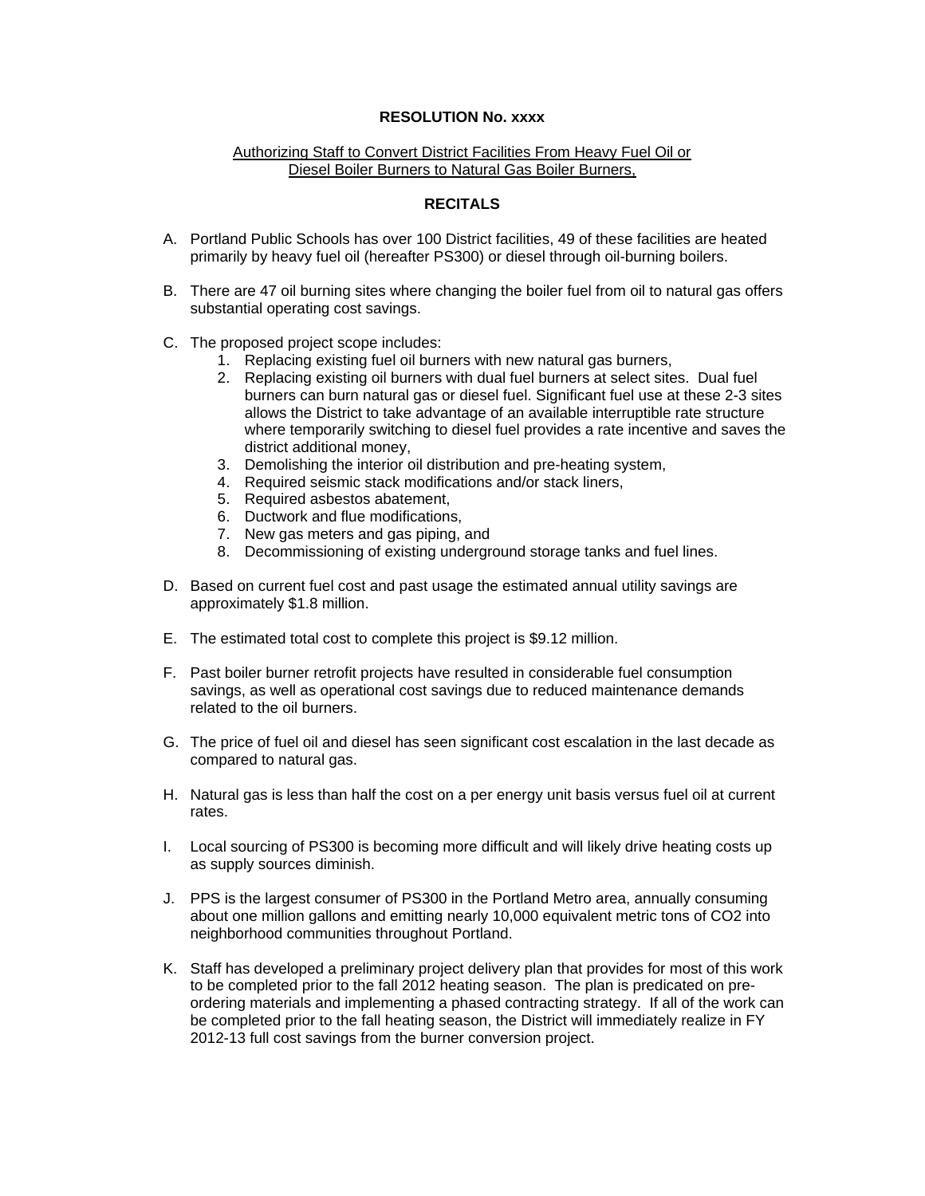**RESOLUTION No. xxxx**

Authorizing Staff to Convert District Facilities From Heavy Fuel Oil or Diesel Boiler Burners to Natural Gas Boiler Burners,

**RECITALS**

A. Portland Public Schools has over 100 District facilities, 49 of these facilities are heated primarily by heavy fuel oil (hereafter PS300) or diesel through oil-burning boilers.

B. There are 47 oil burning sites where changing the boiler fuel from oil to natural gas offers substantial operating cost savings.

C. The proposed project scope includes:
   1. Replacing existing fuel oil burners with new natural gas burners,
   2. Replacing existing oil burners with dual fuel burners at select sites. Dual fuel burners can burn natural gas or diesel fuel. Significant fuel use at these 2-3 sites allows the District to take advantage of an available interruptible rate structure where temporarily switching to diesel fuel provides a rate incentive and saves the district additional money,
   3. Demolishing the interior oil distribution and pre-heating system,
   4. Required seismic stack modifications and/or stack liners,
   5. Required asbestos abatement,
   6. Ductwork and flue modifications,
   7. New gas meters and gas piping, and
   8. Decommissioning of existing underground storage tanks and fuel lines.

D. Based on current fuel cost and past usage the estimated annual utility savings are approximately $1.8 million.

E. The estimated total cost to complete this project is $9.12 million.

F. Past boiler burner retrofit projects have resulted in considerable fuel consumption savings, as well as operational cost savings due to reduced maintenance demands related to the oil burners.

G. The price of fuel oil and diesel has seen significant cost escalation in the last decade as compared to natural gas.

H. Natural gas is less than half the cost on a per energy unit basis versus fuel oil at current rates.

I. Local sourcing of PS300 is becoming more difficult and will likely drive heating costs up as supply sources diminish.

J. PPS is the largest consumer of PS300 in the Portland Metro area, annually consuming about one million gallons and emitting nearly 10,000 equivalent metric tons of $CO_2$ into neighborhood communities throughout Portland.

K. Staff has developed a preliminary project delivery plan that provides for most of this work to be completed prior to the fall 2012 heating season. The plan is predicated on pre-ordering materials and implementing a phased contracting strategy. If all of the work can be completed prior to the fall heating season, the District will immediately realize in FY 2012-13 full cost savings from the burner conversion project.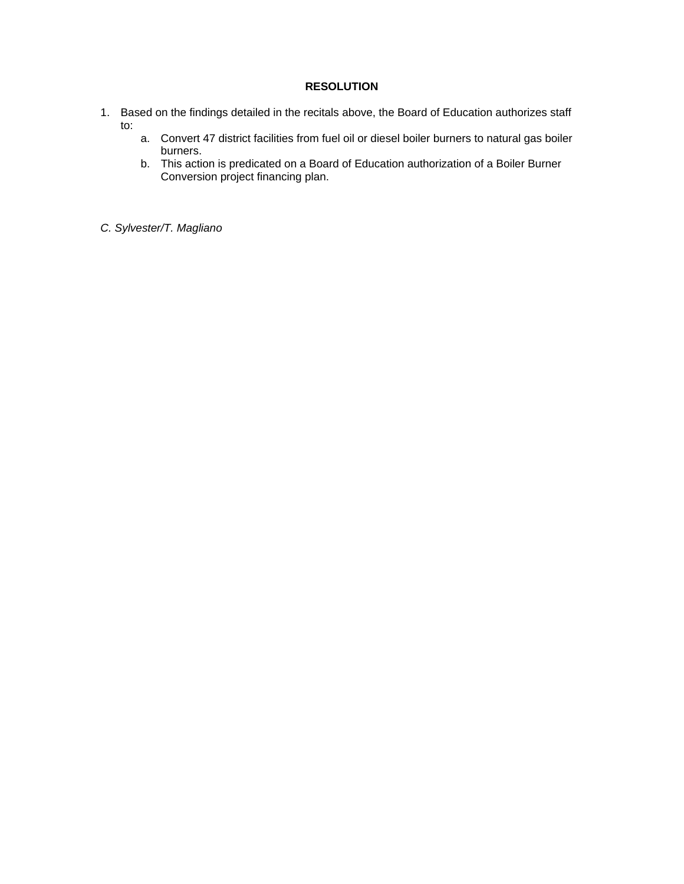**RESOLUTION**

1. Based on the findings detailed in the recitals above, the Board of Education authorizes staff to:
    a. Convert 47 district facilities from fuel oil or diesel boiler burners to natural gas boiler burners.
    b. This action is predicated on a Board of Education authorization of a Boiler Burner Conversion project financing plan.

*C. Sylvester/T. Magliano*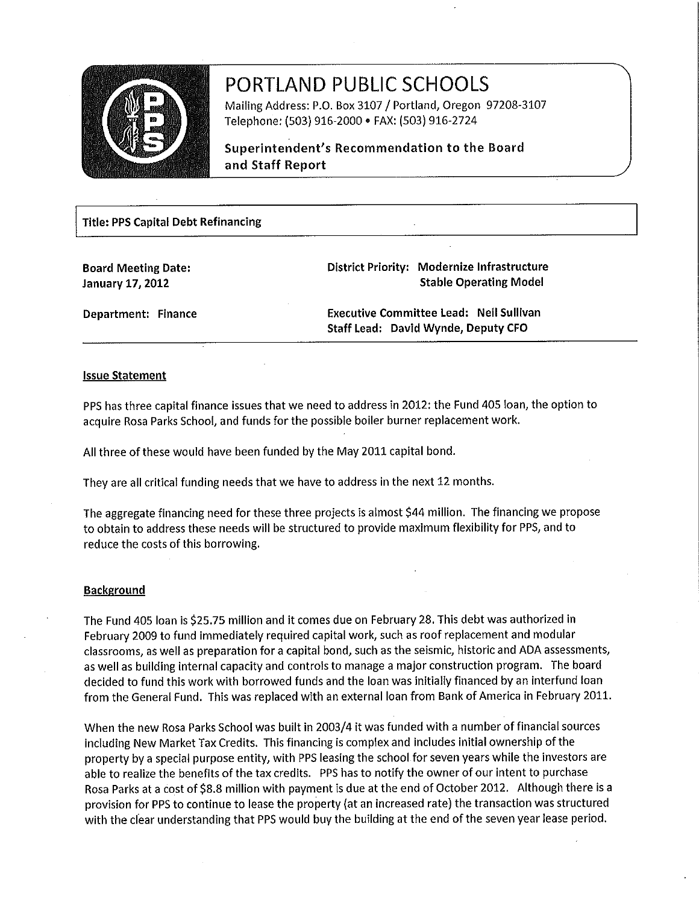# PORTLAND PUBLIC SCHOOLS

Mailing Address: P.O. Box 3107 / Portland, Oregon 97208-3107
Telephone: (503) 916-2000 • FAX: (503) 916-2724

**Superintendent's Recommendation to the Board and Staff Report**

**Title: PPS Capital Debt Refinancing**

**Board Meeting Date:**
**January 17, 2012**

**District Priority: Modernize Infrastructure**
**Stable Operating Model**

**Department: Finance**

**Executive Committee Lead: Neil Sullivan**
**Staff Lead: David Wynde, Deputy CFO**

## Issue Statement

PPS has three capital finance issues that we need to address in 2012: the Fund 405 loan, the option to acquire Rosa Parks School, and funds for the possible boiler burner replacement work.

All three of these would have been funded by the May 2011 capital bond.

They are all critical funding needs that we have to address in the next 12 months.

The aggregate financing need for these three projects is almost $44 million. The financing we propose to obtain to address these needs will be structured to provide maximum flexibility for PPS, and to reduce the costs of this borrowing.

## Background

The Fund 405 loan is $25.75 million and it comes due on February 28. This debt was authorized in February 2009 to fund immediately required capital work, such as roof replacement and modular classrooms, as well as preparation for a capital bond, such as the seismic, historic and ADA assessments, as well as building internal capacity and controls to manage a major construction program. The board decided to fund this work with borrowed funds and the loan was initially financed by an interfund loan from the General Fund. This was replaced with an external loan from Bank of America in February 2011.

When the new Rosa Parks School was built in 2003/4 it was funded with a number of financial sources including New Market Tax Credits. This financing is complex and includes initial ownership of the property by a special purpose entity, with PPS leasing the school for seven years while the investors are able to realize the benefits of the tax credits. PPS has to notify the owner of our intent to purchase Rosa Parks at a cost of $8.8 million with payment is due at the end of October 2012. Although there is a provision for PPS to continue to lease the property (at an increased rate) the transaction was structured with the clear understanding that PPS would buy the building at the end of the seven year lease period.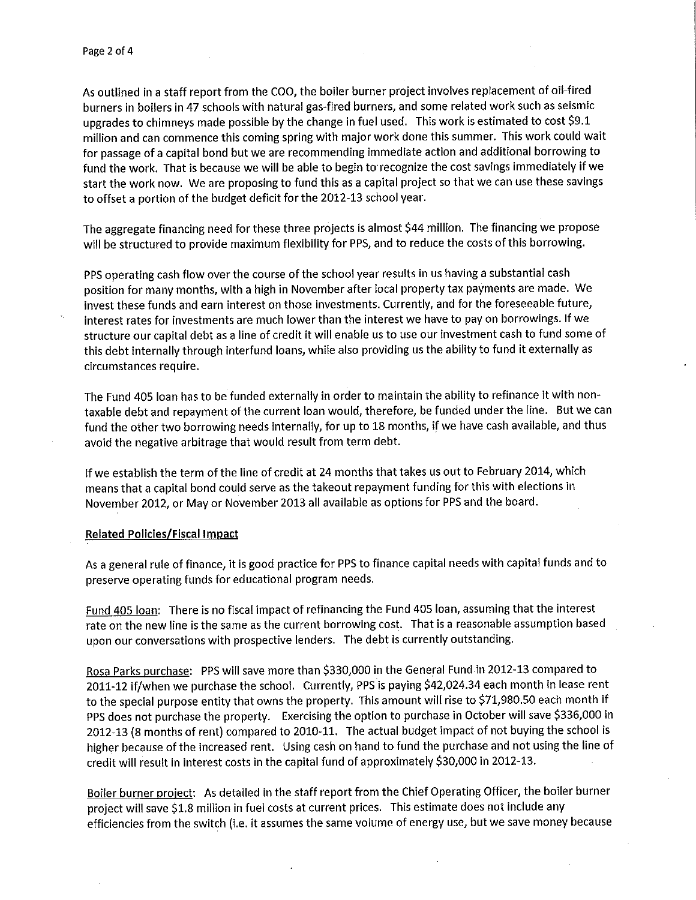As outlined in a staff report from the COO, the boiler burner project involves replacement of oil-fired burners in boilers in 47 schools with natural gas-fired burners, and some related work such as seismic upgrades to chimneys made possible by the change in fuel used. This work is estimated to cost $9.1 million and can commence this coming spring with major work done this summer. This work could wait for passage of a capital bond but we are recommending immediate action and additional borrowing to fund the work. That is because we will be able to begin to recognize the cost savings immediately if we start the work now. We are proposing to fund this as a capital project so that we can use these savings to offset a portion of the budget deficit for the 2012-13 school year.

The aggregate financing need for these three projects is almost $44 million. The financing we propose will be structured to provide maximum flexibility for PPS, and to reduce the costs of this borrowing.

PPS operating cash flow over the course of the school year results in us having a substantial cash position for many months, with a high in November after local property tax payments are made. We invest these funds and earn interest on those investments. Currently, and for the foreseeable future, interest rates for investments are much lower than the interest we have to pay on borrowings. If we structure our capital debt as a line of credit it will enable us to use our investment cash to fund some of this debt internally through interfund loans, while also providing us the ability to fund it externally as circumstances require.

The Fund 405 loan has to be funded externally in order to maintain the ability to refinance it with non-taxable debt and repayment of the current loan would, therefore, be funded under the line. But we can fund the other two borrowing needs internally, for up to 18 months, if we have cash available, and thus avoid the negative arbitrage that would result from term debt.

If we establish the term of the line of credit at 24 months that takes us out to February 2014, which means that a capital bond could serve as the takeout repayment funding for this with elections in November 2012, or May or November 2013 all available as options for PPS and the board.

**Related Policies/Fiscal Impact**

As a general rule of finance, it is good practice for PPS to finance capital needs with capital funds and to preserve operating funds for educational program needs.

Fund 405 loan: There is no fiscal impact of refinancing the Fund 405 loan, assuming that the interest rate on the new line is the same as the current borrowing cost. That is a reasonable assumption based upon our conversations with prospective lenders. The debt is currently outstanding.

Rosa Parks purchase: PPS will save more than $330,000 in the General Fund in 2012-13 compared to 2011-12 if/when we purchase the school. Currently, PPS is paying $42,024.34 each month in lease rent to the special purpose entity that owns the property. This amount will rise to $71,980.50 each month if PPS does not purchase the property. Exercising the option to purchase in October will save $336,000 in 2012-13 (8 months of rent) compared to 2010-11. The actual budget impact of not buying the school is higher because of the increased rent. Using cash on hand to fund the purchase and not using the line of credit will result in interest costs in the capital fund of approximately $30,000 in 2012-13.

Boiler burner project: As detailed in the staff report from the Chief Operating Officer, the boiler burner project will save $1.8 million in fuel costs at current prices. This estimate does not include any efficiencies from the switch (i.e. it assumes the same volume of energy use, but we save money because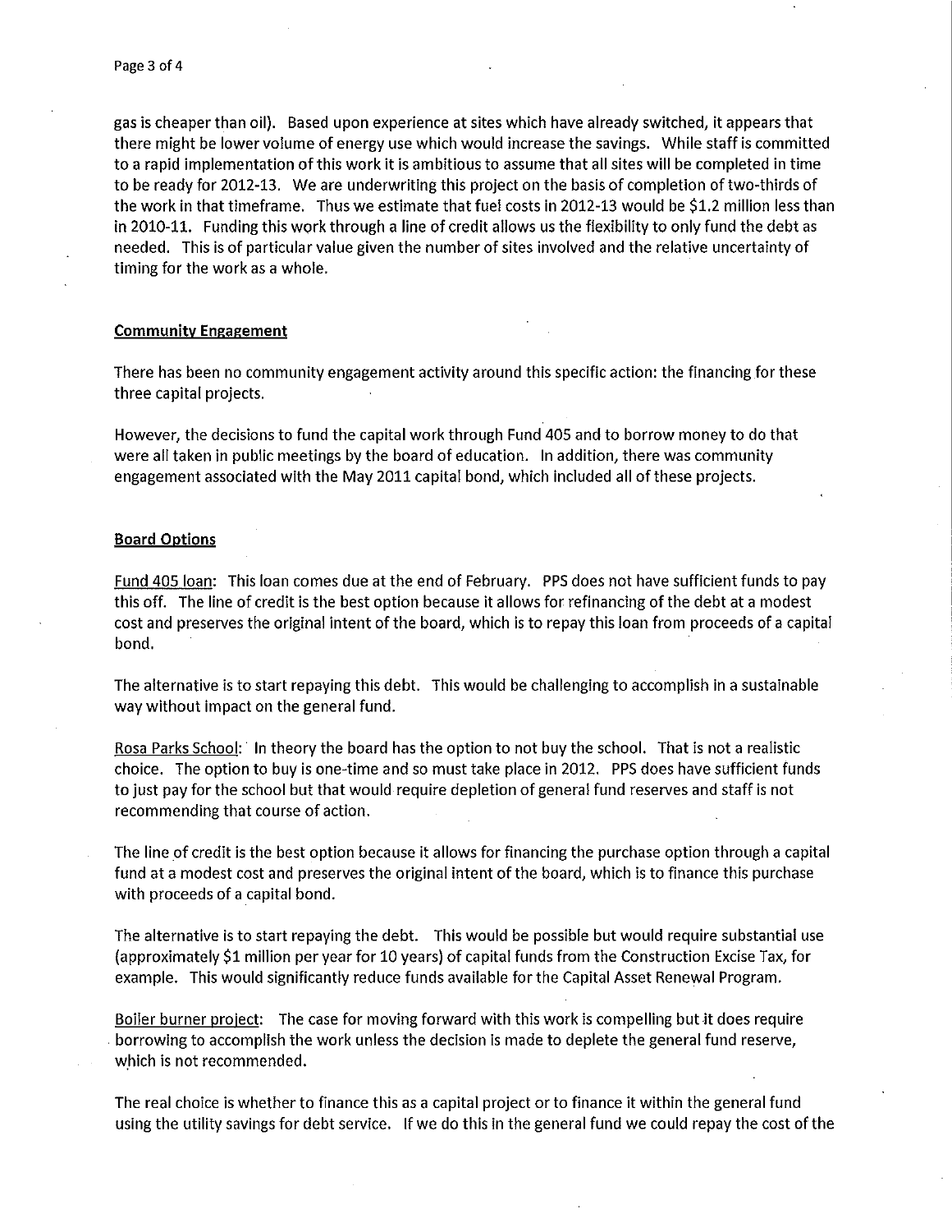gas is cheaper than oil). Based upon experience at sites which have already switched, it appears that there might be lower volume of energy use which would increase the savings. While staff is committed to a rapid implementation of this work it is ambitious to assume that all sites will be completed in time to be ready for 2012-13. We are underwriting this project on the basis of completion of two-thirds of the work in that timeframe. Thus we estimate that fuel costs in 2012-13 would be $1.2 million less than in 2010-11. Funding this work through a line of credit allows us the flexibility to only fund the debt as needed. This is of particular value given the number of sites involved and the relative uncertainty of timing for the work as a whole.

**Community Engagement**

There has been no community engagement activity around this specific action: the financing for these three capital projects.

However, the decisions to fund the capital work through Fund 405 and to borrow money to do that were all taken in public meetings by the board of education. In addition, there was community engagement associated with the May 2011 capital bond, which included all of these projects.

**Board Options**

Fund 405 loan: This loan comes due at the end of February. PPS does not have sufficient funds to pay this off. The line of credit is the best option because it allows for refinancing of the debt at a modest cost and preserves the original intent of the board, which is to repay this loan from proceeds of a capital bond.

The alternative is to start repaying this debt. This would be challenging to accomplish in a sustainable way without impact on the general fund.

Rosa Parks School: In theory the board has the option to not buy the school. That is not a realistic choice. The option to buy is one-time and so must take place in 2012. PPS does have sufficient funds to just pay for the school but that would require depletion of general fund reserves and staff is not recommending that course of action.

The line of credit is the best option because it allows for financing the purchase option through a capital fund at a modest cost and preserves the original intent of the board, which is to finance this purchase with proceeds of a capital bond.

The alternative is to start repaying the debt. This would be possible but would require substantial use (approximately $1 million per year for 10 years) of capital funds from the Construction Excise Tax, for example. This would significantly reduce funds available for the Capital Asset Renewal Program.

Boiler burner project: The case for moving forward with this work is compelling but it does require borrowing to accomplish the work unless the decision is made to deplete the general fund reserve, which is not recommended.

The real choice is whether to finance this as a capital project or to finance it within the general fund using the utility savings for debt service. If we do this in the general fund we could repay the cost of the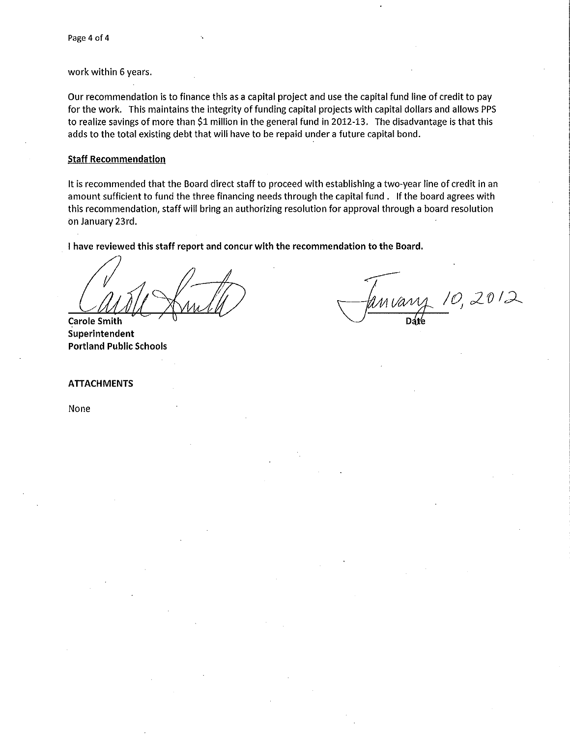work within 6 years.

Our recommendation is to finance this as a capital project and use the capital fund line of credit to pay for the work. This maintains the integrity of funding capital projects with capital dollars and allows PPS to realize savings of more than $1 million in the general fund in 2012-13. The disadvantage is that this adds to the total existing debt that will have to be repaid under a future capital bond.

**Staff Recommendation**

It is recommended that the Board direct staff to proceed with establishing a two-year line of credit in an amount sufficient to fund the three financing needs through the capital fund . If the board agrees with this recommendation, staff will bring an authorizing resolution for approval through a board resolution on January 23rd.

**I have reviewed this staff report and concur with the recommendation to the Board.**

Carole Smith
**Carole Smith**
**Superintendent**
**Portland Public Schools**

January 10, 2012
Date

**ATTACHMENTS**

None